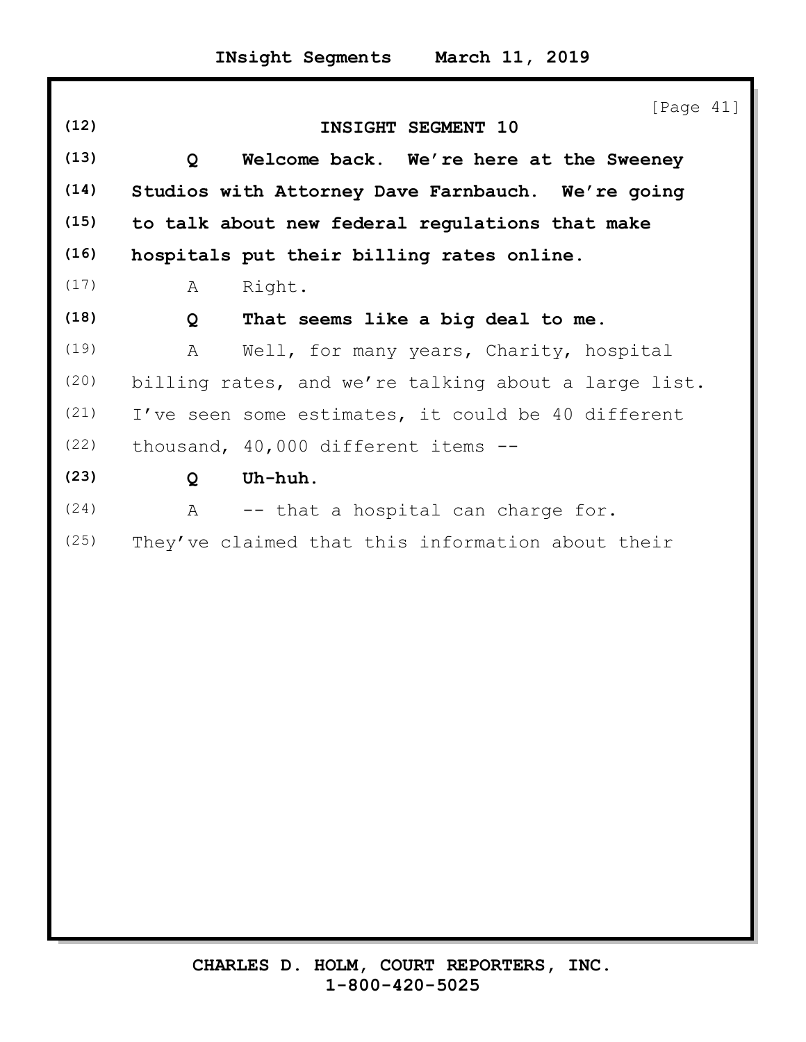# INSIGHT SEGMENT 10

**Q Welcome back. We're here at the Sweeney Studios with Attorney Dave Farnbauch. We're going to talk about new federal regulations that make hospitals put their billing rates online.**

A Right.

**Q That seems like a big deal to me.**

A Well, for many years, Charity, hospital billing rates, and we're talking about a large list. I've seen some estimates, it could be 40 different thousand, 40,000 different items --

**Q Uh-huh.**

A -- that a hospital can charge for. They've claimed that this information about their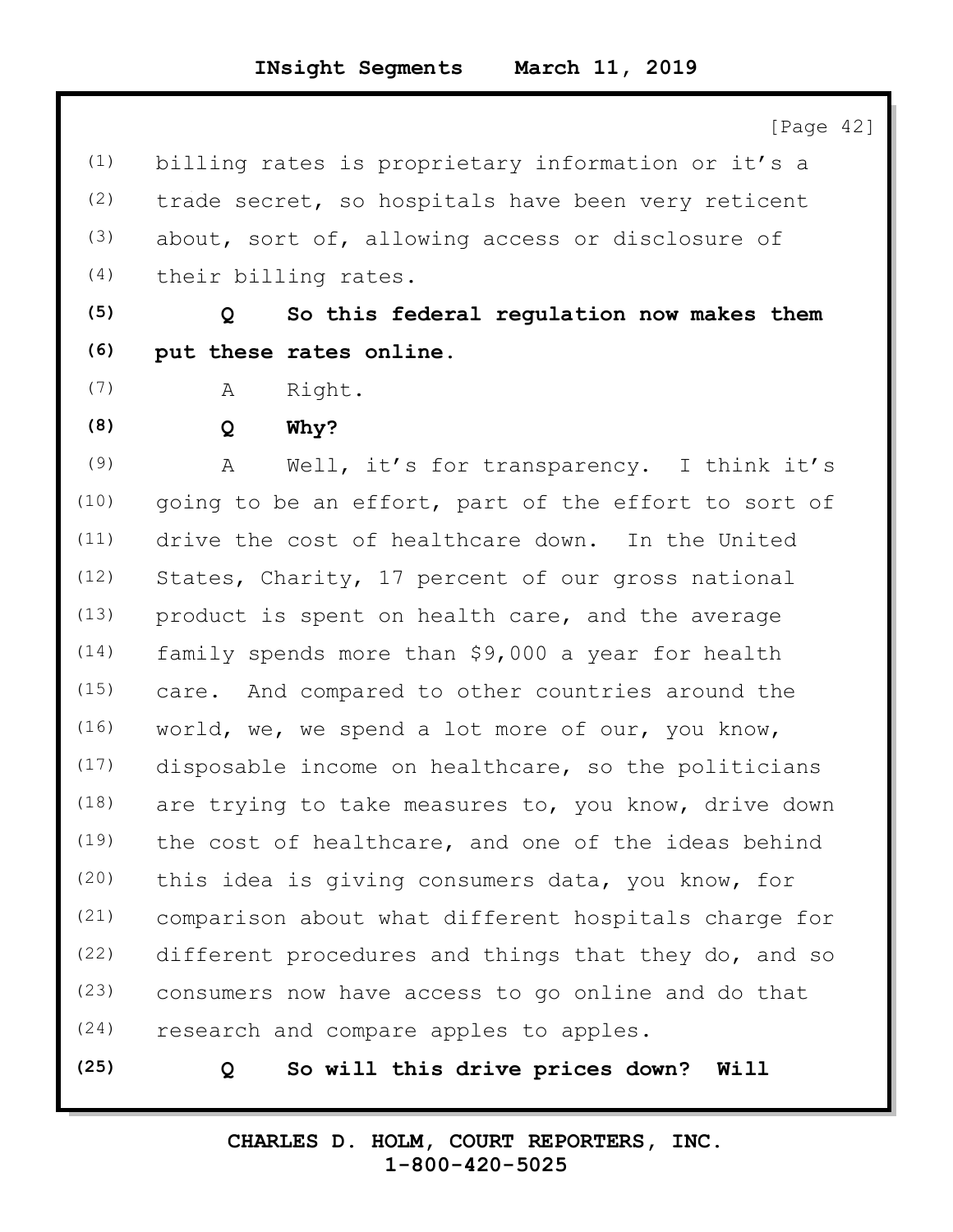billing rates is proprietary information or it's a trade secret, so hospitals have been very reticent about, sort of, allowing access or disclosure of their billing rates.

**Q So this federal regulation now makes them put these rates online.**

A Right.

**Q Why?**

A Well, it's for transparency. I think it's going to be an effort, part of the effort to sort of drive the cost of healthcare down. In the United States, Charity, 17 percent of our gross national product is spent on health care, and the average family spends more than $9,000 a year for health care. And compared to other countries around the world, we, we spend a lot more of our, you know, disposable income on healthcare, so the politicians are trying to take measures to, you know, drive down the cost of healthcare, and one of the ideas behind this idea is giving consumers data, you know, for comparison about what different hospitals charge for different procedures and things that they do, and so consumers now have access to go online and do that research and compare apples to apples.

**Q So will this drive prices down? Will**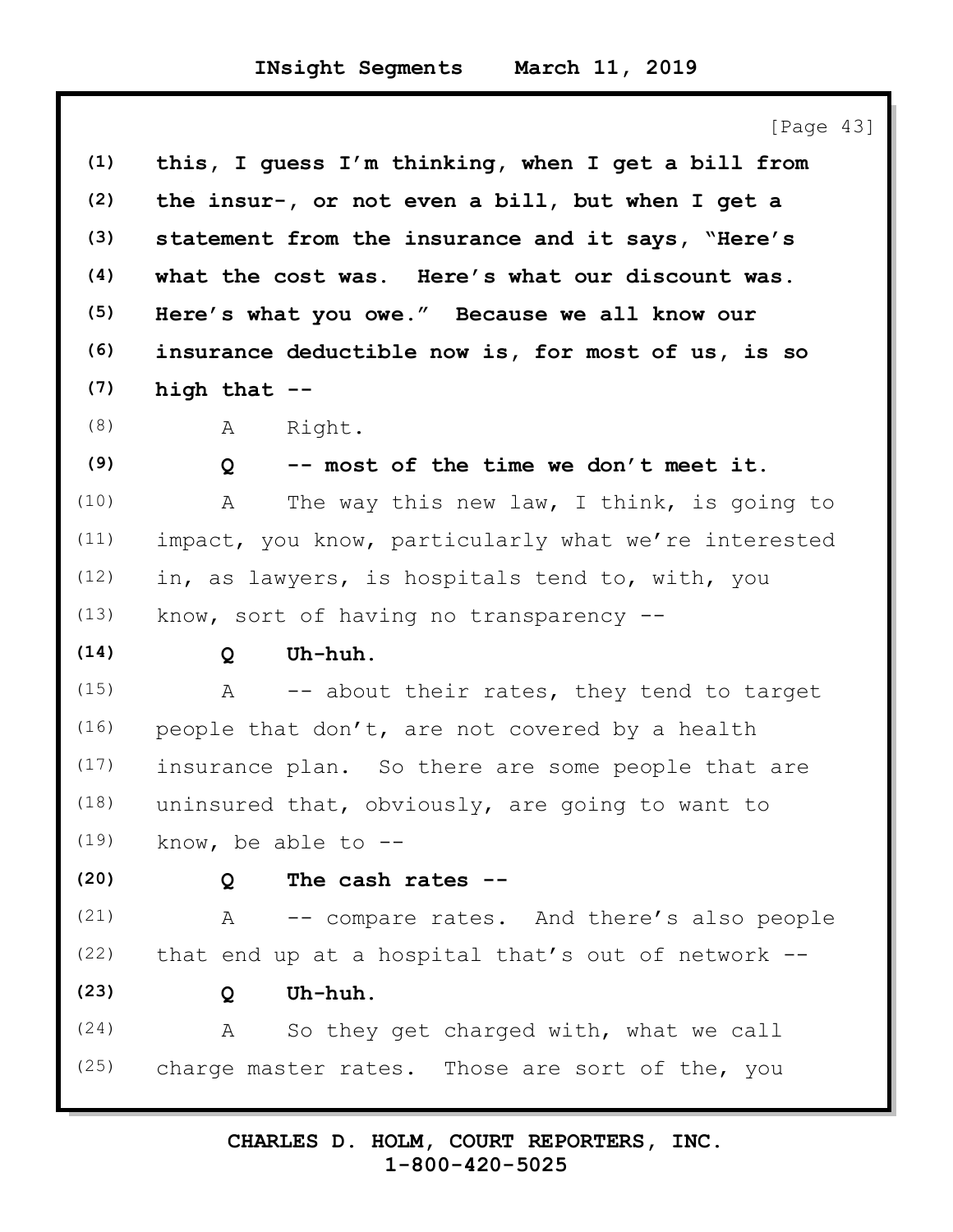[Page 43]

(1) **this, I guess I'm thinking, when I get a bill from**
(2) **the insur-, or not even a bill, but when I get a**
(3) **statement from the insurance and it says, "Here's**
(4) **what the cost was. Here's what our discount was.**
(5) **Here's what you owe." Because we all know our**
(6) **insurance deductible now is, for most of us, is so**
(7) **high that --**
(8) A Right.
(9) **Q -- most of the time we don't meet it.**
(10) A The way this new law, I think, is going to
(11) impact, you know, particularly what we're interested
(12) in, as lawyers, is hospitals tend to, with, you
(13) know, sort of having no transparency --
(14) **Q Uh-huh.**
(15) A -- about their rates, they tend to target
(16) people that don't, are not covered by a health
(17) insurance plan. So there are some people that are
(18) uninsured that, obviously, are going to want to
(19) know, be able to --
(20) **Q The cash rates --**
(21) A -- compare rates. And there's also people
(22) that end up at a hospital that's out of network --
(23) **Q Uh-huh.**
(24) A So they get charged with, what we call
(25) charge master rates. Those are sort of the, you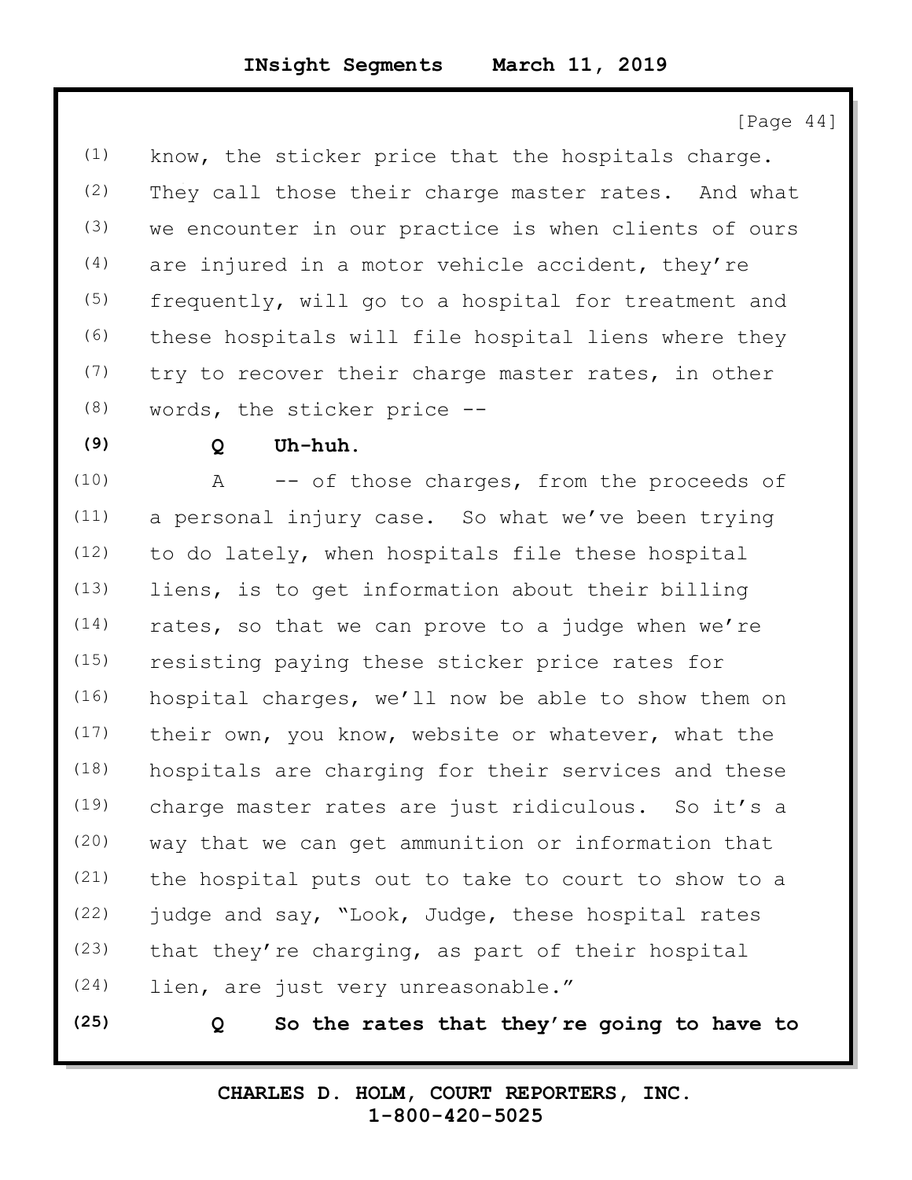[Page 44]

(1) know, the sticker price that the hospitals charge.
(2) They call those their charge master rates. And what
(3) we encounter in our practice is when clients of ours
(4) are injured in a motor vehicle accident, they're
(5) frequently, will go to a hospital for treatment and
(6) these hospitals will file hospital liens where they
(7) try to recover their charge master rates, in other
(8) words, the sticker price --

**(9) Q Uh-huh.**

(10) A -- of those charges, from the proceeds of
(11) a personal injury case. So what we've been trying
(12) to do lately, when hospitals file these hospital
(13) liens, is to get information about their billing
(14) rates, so that we can prove to a judge when we're
(15) resisting paying these sticker price rates for
(16) hospital charges, we'll now be able to show them on
(17) their own, you know, website or whatever, what the
(18) hospitals are charging for their services and these
(19) charge master rates are just ridiculous. So it's a
(20) way that we can get ammunition or information that
(21) the hospital puts out to take to court to show to a
(22) judge and say, "Look, Judge, these hospital rates
(23) that they're charging, as part of their hospital
(24) lien, are just very unreasonable."

**(25) Q So the rates that they're going to have to**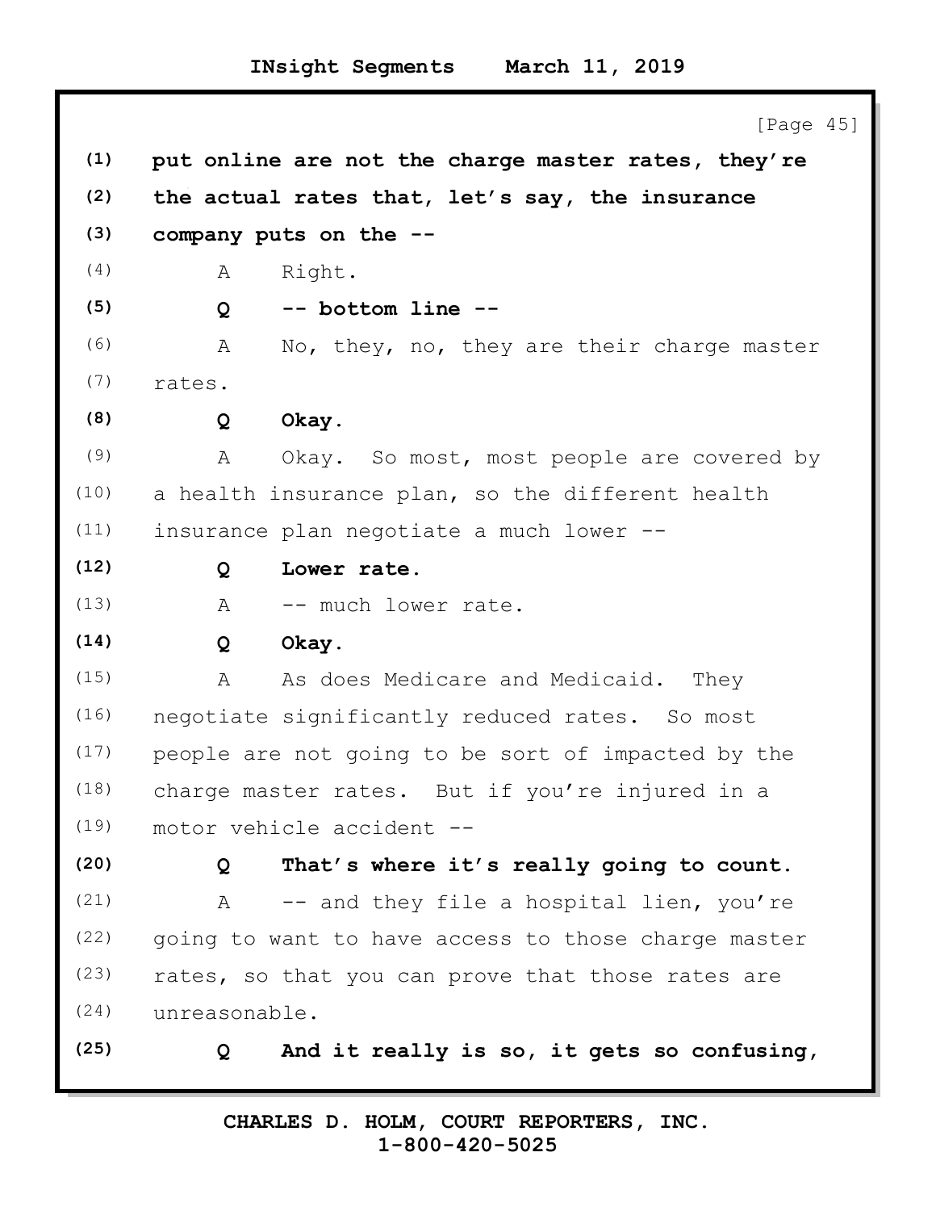[Page 45]

(1) **put online are not the charge master rates, they're**
(2) **the actual rates that, let's say, the insurance**
(3) **company puts on the --**
(4) A Right.
(5) **Q -- bottom line --**
(6) A No, they, no, they are their charge master
(7) rates.
(8) **Q Okay.**
(9) A Okay. So most, most people are covered by
(10) a health insurance plan, so the different health
(11) insurance plan negotiate a much lower --
(12) **Q Lower rate.**
(13) A -- much lower rate.
(14) **Q Okay.**
(15) A As does Medicare and Medicaid. They
(16) negotiate significantly reduced rates. So most
(17) people are not going to be sort of impacted by the
(18) charge master rates. But if you're injured in a
(19) motor vehicle accident --
(20) **Q That's where it's really going to count.**
(21) A -- and they file a hospital lien, you're
(22) going to want to have access to those charge master
(23) rates, so that you can prove that those rates are
(24) unreasonable.
(25) **Q And it really is so, it gets so confusing,**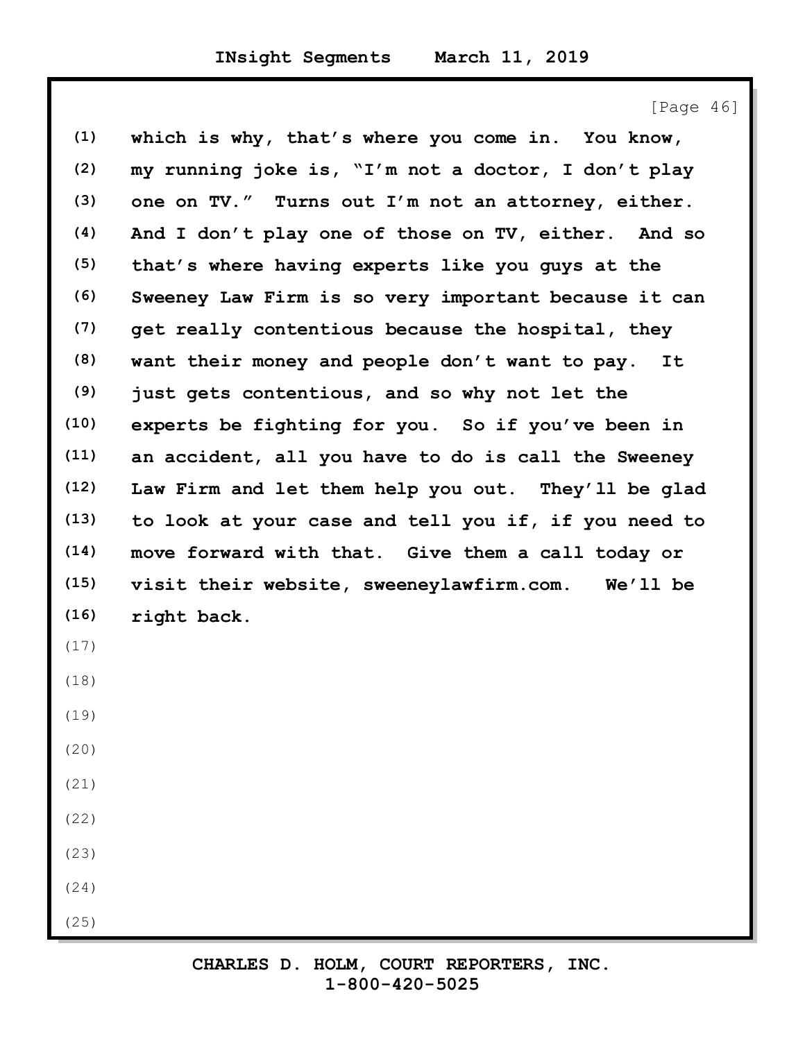[Page 46]

(1) which is why, that's where you come in. You know,
(2) my running joke is, "I'm not a doctor, I don't play
(3) one on TV." Turns out I'm not an attorney, either.
(4) And I don't play one of those on TV, either. And so
(5) that's where having experts like you guys at the
(6) Sweeney Law Firm is so very important because it can
(7) get really contentious because the hospital, they
(8) want their money and people don't want to pay. It
(9) just gets contentious, and so why not let the
(10) experts be fighting for you. So if you've been in
(11) an accident, all you have to do is call the Sweeney
(12) Law Firm and let them help you out. They'll be glad
(13) to look at your case and tell you if, if you need to
(14) move forward with that. Give them a call today or
(15) visit their website, sweeneylawfirm.com. We'll be
(16) right back.
(17)
(18)
(19)
(20)
(21)
(22)
(23)
(24)
(25)